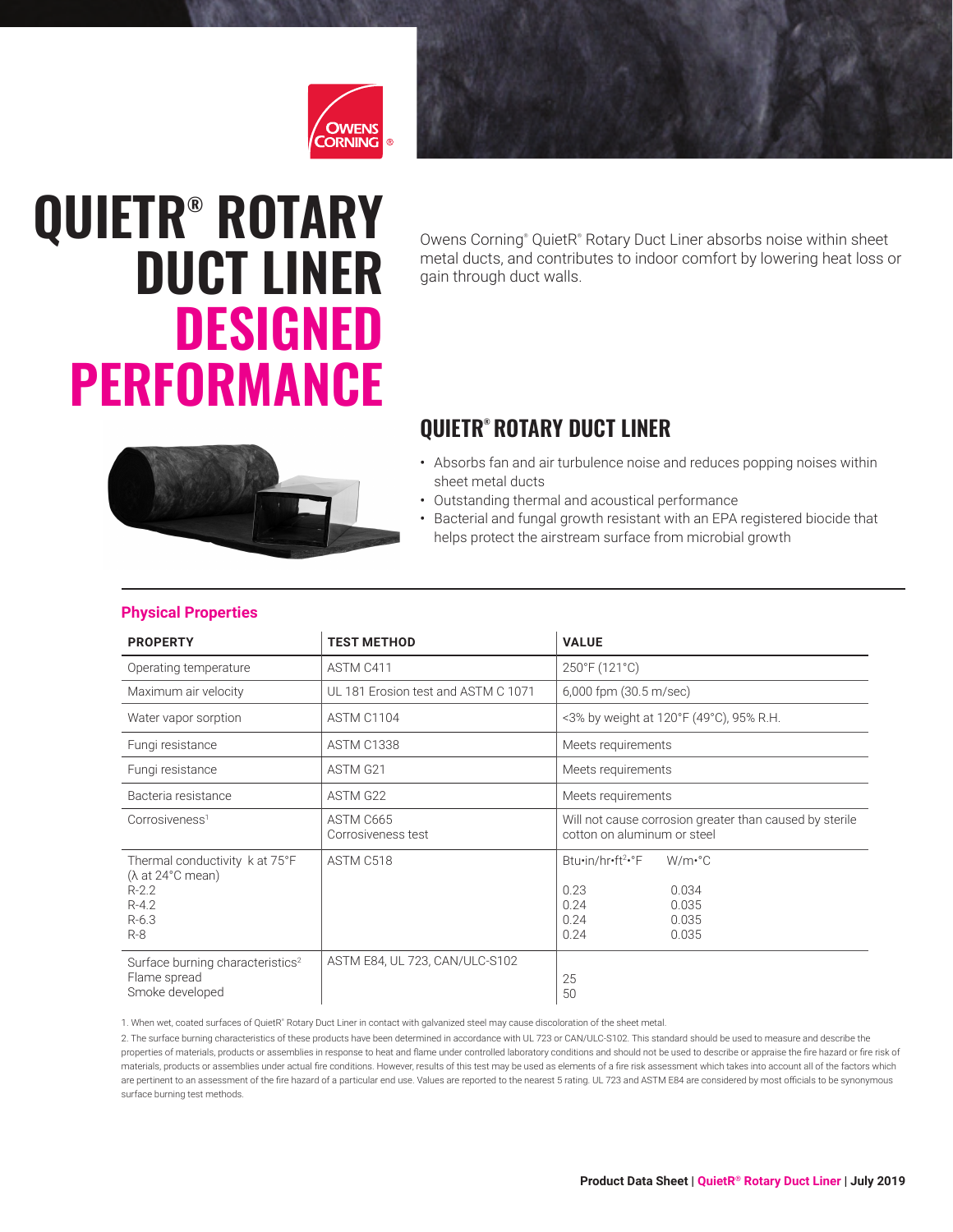# QUIETR® ROTARY DUCT LINER DESIGNED PERFORMANCE

Owens Corning® QuietR® Rotary Duct Liner absorbs noise within sheet metal ducts, and contributes to indoor comfort by lowering heat loss or gain through duct walls.

## QUIETR® ROTARY DUCT LINER

- Absorbs fan and air turbulence noise and reduces popping noises within sheet metal ducts
- Outstanding thermal and acoustical performance
- Bacterial and fungal growth resistant with an EPA registered biocide that helps protect the airstream surface from microbial growth

### Physical Properties

| PROPERTY | TEST METHOD | VALUE |
|---|---|---|
| Operating temperature | ASTM C411 | 250°F (121°C) |
| Maximum air velocity | UL 181 Erosion test and ASTM C 1071 | 6,000 fpm (30.5 m/sec) |
| Water vapor sorption | ASTM C1104 | <3% by weight at 120°F (49°C), 95% R.H. |
| Fungi resistance | ASTM C1338 | Meets requirements |
| Fungi resistance | ASTM G21 | Meets requirements |
| Bacteria resistance | ASTM G22 | Meets requirements |
| Corrosiveness[1] | ASTM C665 Corrosiveness test | Will not cause corrosion greater than caused by sterile cotton on aluminum or steel |
| Thermal conductivity k at 75°F (λ at 24°C mean)<br>R-2.2<br>R-4.2<br>R-6.3<br>R-8 | ASTM C518 | Btu•in/hr•ft²•°F W/m•°C<br>0.23 0.034<br>0.24 0.035<br>0.24 0.035<br>0.24 0.035 |
| Surface burning characteristics[2]<br>Flame spread<br>Smoke developed | ASTM E84, UL 723, CAN/ULC-S102 | <br>25<br>50 |

1. When wet, coated surfaces of QuietR® Rotary Duct Liner in contact with galvanized steel may cause discoloration of the sheet metal.

2. The surface burning characteristics of these products have been determined in accordance with UL 723 or CAN/ULC-S102. This standard should be used to measure and describe the properties of materials, products or assemblies in response to heat and flame under controlled laboratory conditions and should not be used to describe or appraise the fire hazard or fire risk of materials, products or assemblies under actual fire conditions. However, results of this test may be used as elements of a fire risk assessment which takes into account all of the factors which are pertinent to an assessment of the fire hazard of a particular end use. Values are reported to the nearest 5 rating. UL 723 and ASTM E84 are considered by most officials to be synonymous surface burning test methods.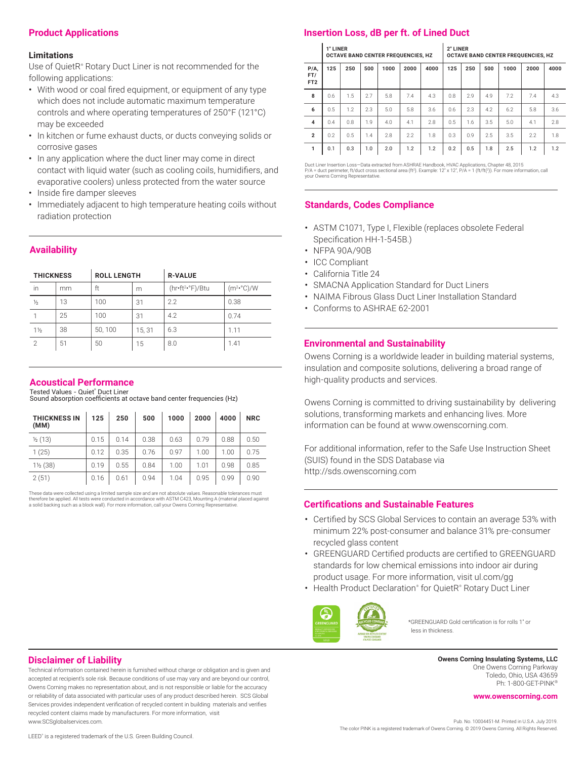## Product Applications

### Limitations

Use of QuietR® Rotary Duct Liner is not recommended for the following applications:

- With wood or coal fired equipment, or equipment of any type which does not include automatic maximum temperature controls and where operating temperatures of 250°F (121°C) may be exceeded
- In kitchen or fume exhaust ducts, or ducts conveying solids or corrosive gases
- In any application where the duct liner may come in direct contact with liquid water (such as cooling coils, humidifiers, and evaporative coolers) unless protected from the water source
- Inside fire damper sleeves
- Immediately adjacent to high temperature heating coils without radiation protection

## Availability

| THICKNESS | | ROLL LENGTH | | R-VALUE | |
|---|---|---|---|---|---|
| in | mm | ft | m | (hr•ft²•°F)/Btu | (m²•°C)/W |
| ½ | 13 | 100 | 31 | 2.2 | 0.38 |
| 1 | 25 | 100 | 31 | 4.2 | 0.74 |
| 1½ | 38 | 50, 100 | 15, 31 | 6.3 | 1.11 |
| 2 | 51 | 50 | 15 | 8.0 | 1.41 |

## Acoustical Performance

Tested Values - Quiet® Duct Liner
Sound absorption coefficients at octave band center frequencies (Hz)

| THICKNESS IN (MM) | 125 | 250 | 500 | 1000 | 2000 | 4000 | NRC |
|---|---|---|---|---|---|---|---|
| ½ (13) | 0.15 | 0.14 | 0.38 | 0.63 | 0.79 | 0.88 | 0.50 |
| 1 (25) | 0.12 | 0.35 | 0.76 | 0.97 | 1.00 | 1.00 | 0.75 |
| 1½ (38) | 0.19 | 0.55 | 0.84 | 1.00 | 1.01 | 0.98 | 0.85 |
| 2 (51) | 0.16 | 0.61 | 0.94 | 1.04 | 0.95 | 0.99 | 0.90 |

These data were collected using a limited sample size and are not absolute values. Reasonable tolerances must therefore be applied. All tests were conducted in accordance with ASTM C423, Mounting A (material placed against a solid backing such as a block wall). For more information, call your Owens Corning Representative.

## Insertion Loss, dB per ft. of Lined Duct

| | 1" LINER OCTAVE BAND CENTER FREQUENCIES, HZ | | | | | | 2" LINER OCTAVE BAND CENTER FREQUENCIES, HZ | | | | | |
|---|---|---|---|---|---|---|---|---|---|---|---|---|
| P/A, FT/FT2 | 125 | 250 | 500 | 1000 | 2000 | 4000 | 125 | 250 | 500 | 1000 | 2000 | 4000 |
| 8 | 0.6 | 1.5 | 2.7 | 5.8 | 7.4 | 4.3 | 0.8 | 2.9 | 4.9 | 7.2 | 7.4 | 4.3 |
| 6 | 0.5 | 1.2 | 2.3 | 5.0 | 5.8 | 3.6 | 0.6 | 2.3 | 4.2 | 6.2 | 5.8 | 3.6 |
| 4 | 0.4 | 0.8 | 1.9 | 4.0 | 4.1 | 2.8 | 0.5 | 1.6 | 3.5 | 5.0 | 4.1 | 2.8 |
| 2 | 0.2 | 0.5 | 1.4 | 2.8 | 2.2 | 1.8 | 0.3 | 0.9 | 2.5 | 3.5 | 2.2 | 1.8 |
| 1 | 0.1 | 0.3 | 1.0 | 2.0 | 1.2 | 1.2 | 0.2 | 0.5 | 1.8 | 2.5 | 1.2 | 1.2 |

Duct Liner Insertion Loss—Data extracted from ASHRAE Handbook, HVAC Applications, Chapter 48, 2015
P/A = duct perimeter, ft/duct cross sectional area (ft²). Example: 12" x 12", P/A = 1 (ft/ft²)). For more information, call your Owens Corning Representative.

## Standards, Codes Compliance

- ASTM C1071, Type I, Flexible (replaces obsolete Federal Specification HH-1-545B.)
- NFPA 90A/90B
- ICC Compliant
- California Title 24
- SMACNA Application Standard for Duct Liners
- NAIMA Fibrous Glass Duct Liner Installation Standard
- Conforms to ASHRAE 62-2001

## Environmental and Sustainability

Owens Corning is a worldwide leader in building material systems, insulation and composite solutions, delivering a broad range of high-quality products and services.

Owens Corning is committed to driving sustainability by delivering solutions, transforming markets and enhancing lives. More information can be found at www.owenscorning.com.

For additional information, refer to the Safe Use Instruction Sheet (SUIS) found in the SDS Database via http://sds.owenscorning.com

## Certifications and Sustainable Features

- Certified by SCS Global Services to contain an average 53% with minimum 22% post-consumer and balance 31% pre-consumer recycled glass content
- GREENGUARD Certified products are certified to GREENGUARD standards for low chemical emissions into indoor air during product usage. For more information, visit ul.com/gg
- Health Product Declaration® for QuietR® Rotary Duct Liner

*GREENGUARD Gold certification is for rolls 1" or less in thickness.

## Disclaimer of Liability

Technical information contained herein is furnished without charge or obligation and is given and accepted at recipient's sole risk. Because conditions of use may vary and are beyond our control, Owens Corning makes no representation about, and is not responsible or liable for the accuracy or reliability of data associated with particular uses of any product described herein. SCS Global Services provides independent verification of recycled content in building materials and verifies recycled content claims made by manufacturers. For more information, visit www.SCSglobalservices.com.

LEED® is a registered trademark of the U.S. Green Building Council.

**Owens Corning Insulating Systems, LLC**
One Owens Corning Parkway
Toledo, Ohio, USA 43659
Ph: 1-800-GET-PINK®

**www.owenscorning.com**

Pub. No. 10004451-M. Printed in U.S.A. July 2019.
The color PINK is a registered trademark of Owens Corning. © 2019 Owens Corning. All Rights Reserved.